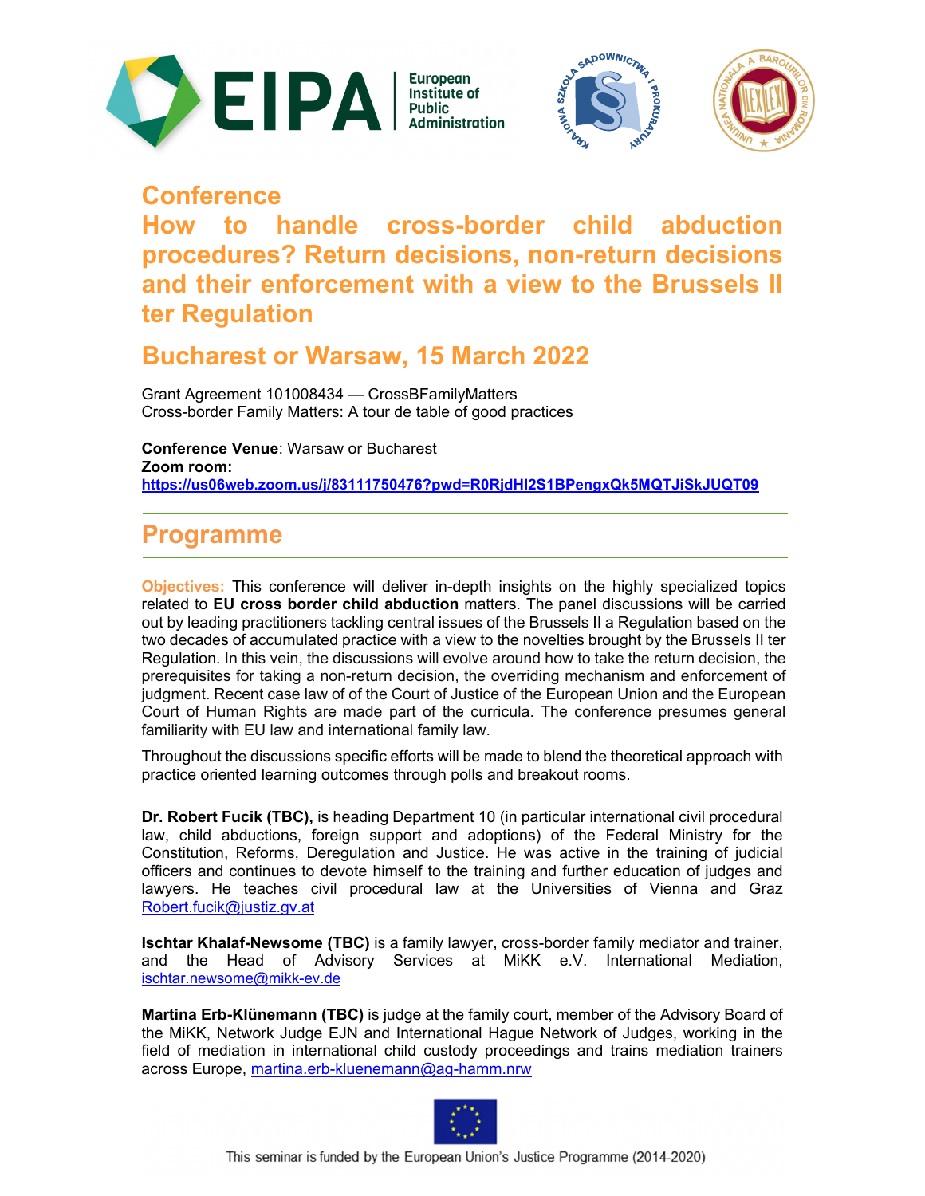# Conference

# How to handle cross-border child abduction procedures? Return decisions, non-return decisions and their enforcement with a view to the Brussels II ter Regulation

## Bucharest or Warsaw, 15 March 2022

Grant Agreement 101008434 — CrossBFamilyMatters
Cross-border Family Matters: A tour de table of good practices

**Conference Venue**: Warsaw or Bucharest
**Zoom room:**
**https://us06web.zoom.us/j/83111750476?pwd=R0RjdHI2S1BPengxQk5MQTJiSkJUQT09**

## Programme

**Objectives:** This conference will deliver in-depth insights on the highly specialized topics related to **EU cross border child abduction** matters. The panel discussions will be carried out by leading practitioners tackling central issues of the Brussels II a Regulation based on the two decades of accumulated practice with a view to the novelties brought by the Brussels II ter Regulation. In this vein, the discussions will evolve around how to take the return decision, the prerequisites for taking a non-return decision, the overriding mechanism and enforcement of judgment. Recent case law of of the Court of Justice of the European Union and the European Court of Human Rights are made part of the curricula. The conference presumes general familiarity with EU law and international family law.

Throughout the discussions specific efforts will be made to blend the theoretical approach with practice oriented learning outcomes through polls and breakout rooms.

**Dr. Robert Fucik (TBC),** is heading Department 10 (in particular international civil procedural law, child abductions, foreign support and adoptions) of the Federal Ministry for the Constitution, Reforms, Deregulation and Justice. He was active in the training of judicial officers and continues to devote himself to the training and further education of judges and lawyers. He teaches civil procedural law at the Universities of Vienna and Graz Robert.fucik@justiz.gv.at

**Ischtar Khalaf-Newsome (TBC)** is a family lawyer, cross-border family mediator and trainer, and the Head of Advisory Services at MiKK e.V. International Mediation, ischtar.newsome@mikk-ev.de

**Martina Erb-Klünemann (TBC)** is judge at the family court, member of the Advisory Board of the MiKK, Network Judge EJN and International Hague Network of Judges, working in the field of mediation in international child custody proceedings and trains mediation trainers across Europe, martina.erb-kluenemann@ag-hamm.nrw

This seminar is funded by the European Union's Justice Programme (2014-2020)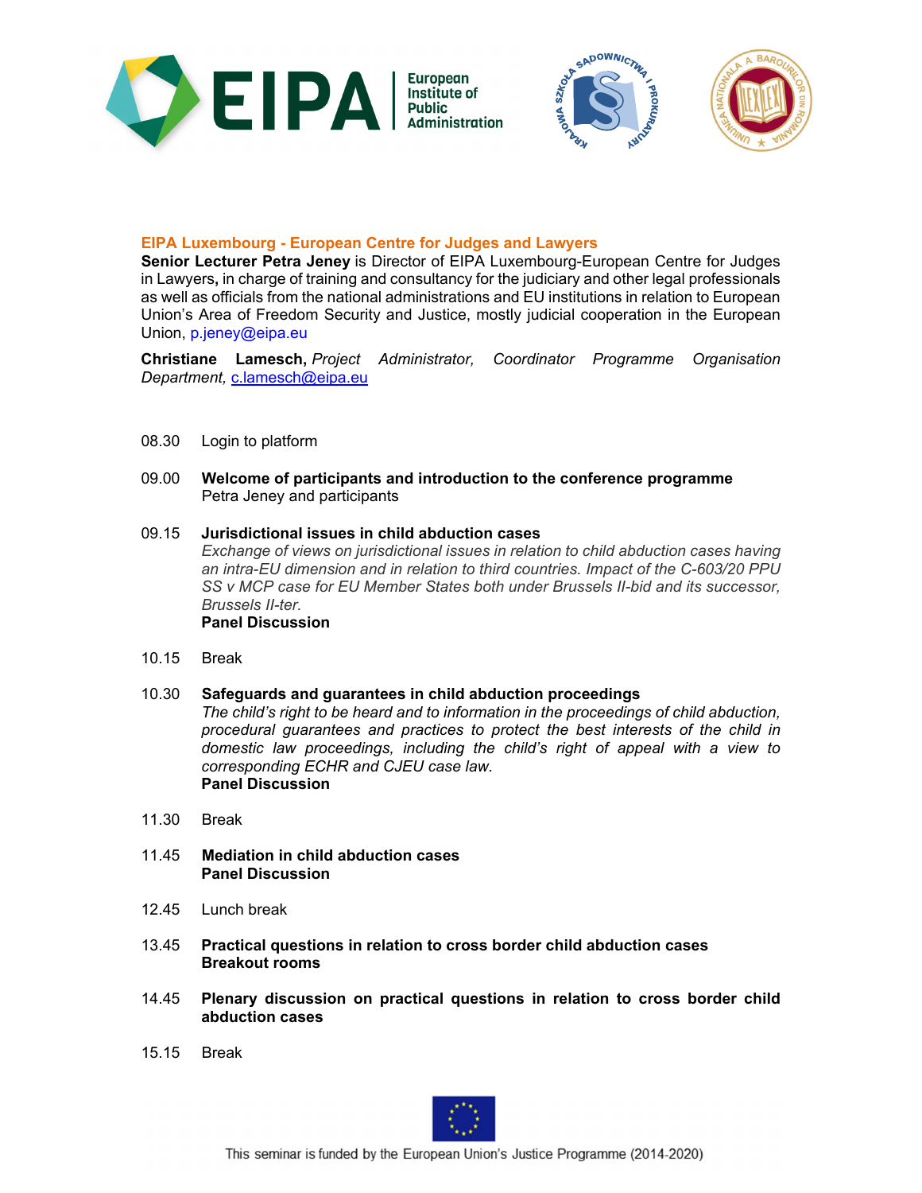**EIPA Luxembourg - European Centre for Judges and Lawyers**

**Senior Lecturer Petra Jeney** is Director of EIPA Luxembourg-European Centre for Judges in Lawyers**,** in charge of training and consultancy for the judiciary and other legal professionals as well as officials from the national administrations and EU institutions in relation to European Union's Area of Freedom Security and Justice, mostly judicial cooperation in the European Union, p.jeney@eipa.eu

**Christiane Lamesch,** *Project Administrator, Coordinator Programme Organisation Department,* c.lamesch@eipa.eu

08.30 Login to platform

09.00 **Welcome of participants and introduction to the conference programme**
Petra Jeney and participants

09.15 **Jurisdictional issues in child abduction cases**
*Exchange of views on jurisdictional issues in relation to child abduction cases having an intra-EU dimension and in relation to third countries. Impact of the C-603/20 PPU SS v MCP case for EU Member States both under Brussels II-bid and its successor, Brussels II-ter.*
**Panel Discussion**

10.15 Break

10.30 **Safeguards and guarantees in child abduction proceedings**
*The child's right to be heard and to information in the proceedings of child abduction, procedural guarantees and practices to protect the best interests of the child in domestic law proceedings, including the child's right of appeal with a view to corresponding ECHR and CJEU case law.*
**Panel Discussion**

11.30 Break

11.45 **Mediation in child abduction cases**
**Panel Discussion**

12.45 Lunch break

13.45 **Practical questions in relation to cross border child abduction cases**
**Breakout rooms**

14.45 **Plenary discussion on practical questions in relation to cross border child abduction cases**

15.15 Break

This seminar is funded by the European Union's Justice Programme (2014-2020)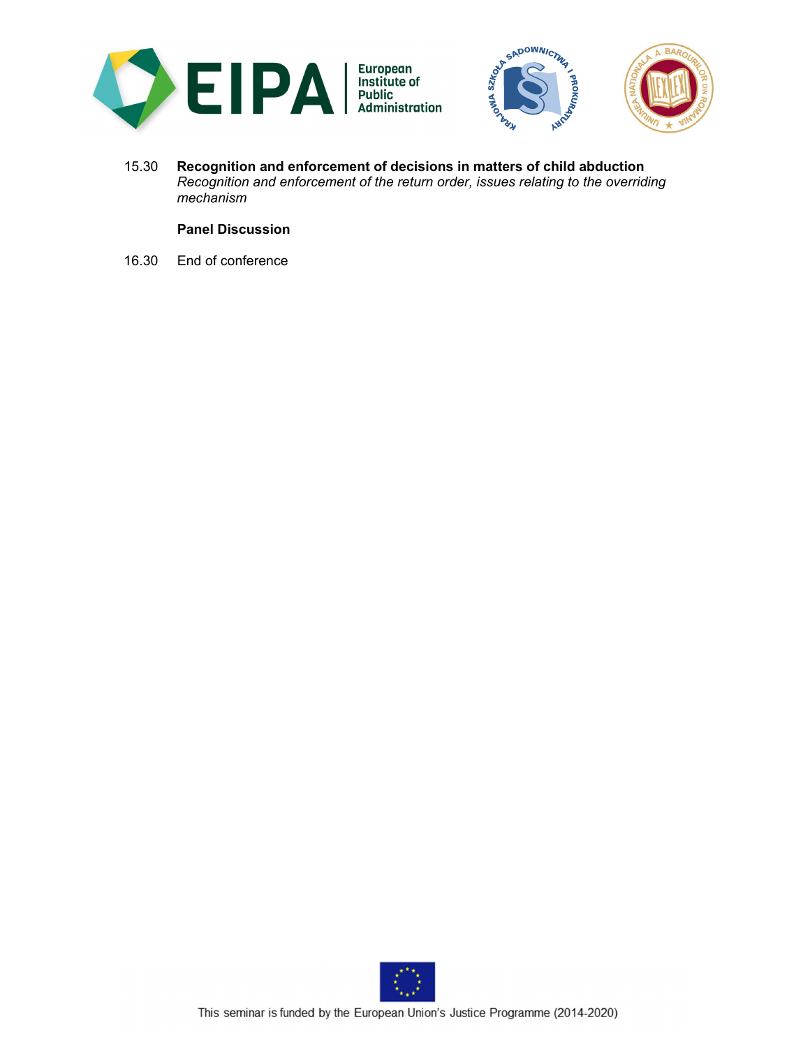15.30 **Recognition and enforcement of decisions in matters of child abduction**
*Recognition and enforcement of the return order, issues relating to the overriding mechanism*

**Panel Discussion**

16.30 End of conference

This seminar is funded by the European Union's Justice Programme (2014-2020)